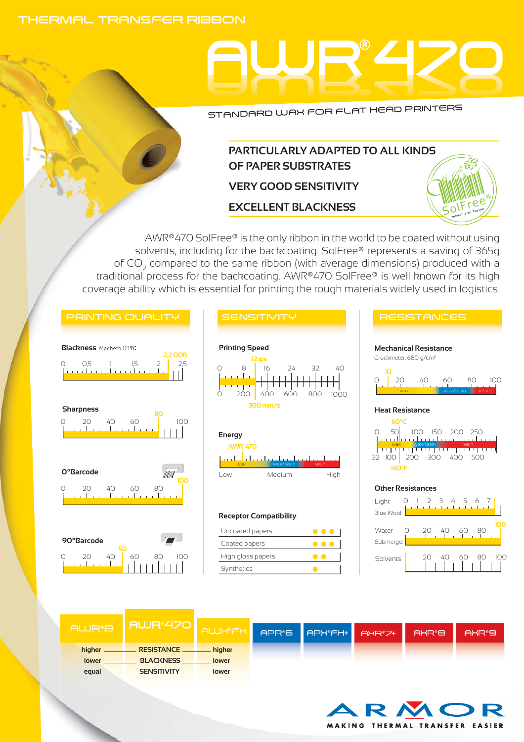THERMAL TRANSFER RIBBON

# AWR®470

STANDARD WAX FOR FLAT HEAD PRINTERS

**PARTICULARLY ADAPTED TO ALL KINDS OF PAPER SUBSTRATES**

**VERY GOOD SENSITIVITY**

**EXCELLENT BLACKNESS**

SolFree® Solvent Free Process

AWR®470 SolFree® is the only ribbon in the world to be coated without using solvents, including for the backcoating. SolFree® represents a saving of 365g of $CO_2$ compared to the same ribbon (with average dimensions) produced with a traditional process for the backcoating. AWR®470 SolFree® is well known for its high coverage ability which is essential for printing the rough materials widely used in logistics.

## PRINTING QUALITY

**Blackness** Macbeth D19C: 2,2 ODR (scale 0 – 2,5)

**Sharpness**: 80 (scale 0 – 100)

**0°Barcode**: 100 (scale 0 – 100)

**90°Barcode**: 50 (scale 0 – 100)

## SENSITIVITY

**Printing Speed**: 12 ips / 300 mm/s (scale 0 – 40 ips / 0 – 1000 mm/s)

**Energy**: AWR®470 — Low (wax / wax/resin / resin scale: Low – Medium – High)

**Receptor Compatibility**

| Substrate | Compatibility |
|---|---|
| Uncoated papers | ●●● |
| Coated papers | ●●● |
| High gloss papers | ●● |
| Synthetics | ● |

## RESISTANCES

**Mechanical Resistance** Crockmeter, 680 g/cm²: 10 (scale 0 – 100; wax / wax/resin / resin)

**Heat Resistance**: 60°C / 140°F (scale 0 – 250 °C / 32 – 500 °F; wax / wax/resin / resin)

**Other Resistances**

- Light Blue Wool: 7 (scale 0 – 7)
- Water Submerge: 100 (scale 0 – 100)
- Solvents: 0 (scale 0 – 100)

| AWR®8 | AWR®470 | AWX®FH | APR®6 | APX®FH+ | AXR®7+ | AXR®8 | AXR®9 |
|---|---|---|---|---|---|---|---|
| higher | RESISTANCE | higher | | | | | |
| lower | BLACKNESS | lower | | | | | |
| equal | SENSITIVITY | lower | | | | | |

ARMOR — MAKING THERMAL TRANSFER EASIER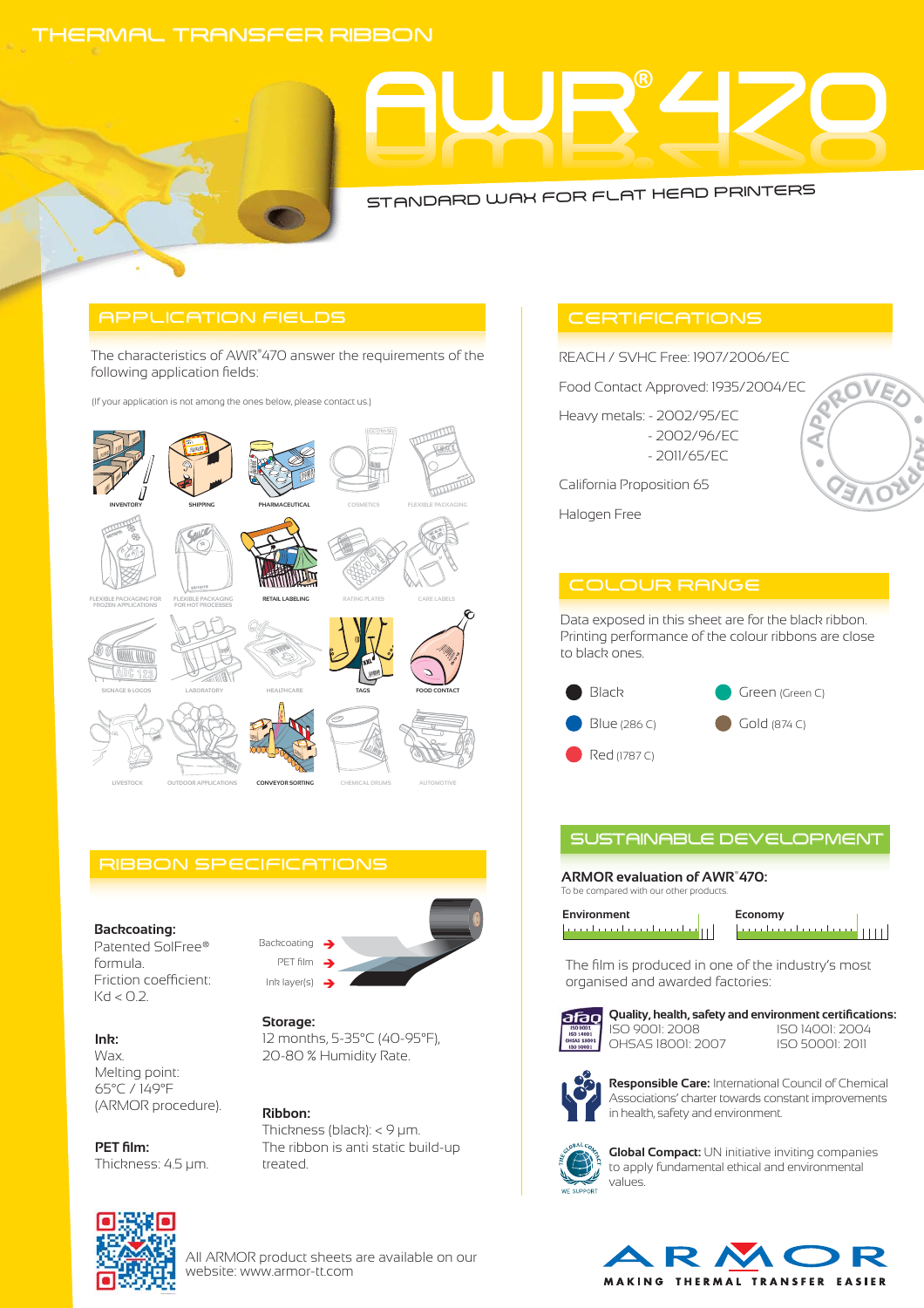THERMAL TRANSFER RIBBON

# AWR®470

STANDARD WAX FOR FLAT HEAD PRINTERS

## APPLICATION FIELDS

The characteristics of AWR®470 answer the requirements of the following application fields:

(If your application is not among the ones below, please contact us.)

INVENTORY
SHIPPING
PHARMACEUTICAL
COSMETICS
FLEXIBLE PACKAGING
FLEXIBLE PACKAGING FOR FROZEN APPLICATIONS
FLEXIBLE PACKAGING FOR HOT PROCESSES
RETAIL LABELING
RATING PLATES
CARE LABELS
SIGNAGE & LOGOS
LABORATORY
HEALTHCARE
TAGS
FOOD CONTACT
LIVESTOCK
OUTDOOR APPLICATIONS
CONVEYOR SORTING
CHEMICAL DRUMS
AUTOMOTIVE

## RIBBON SPECIFICATIONS

**Backcoating:**
Patented SolFree® formula.
Friction coefficient: Kd < 0.2.

Backcoating
PET film
Ink layer(s)

**Ink:**
Wax.
Melting point: 65°C / 149°F
(ARMOR procedure).

**PET film:**
Thickness: 4.5 µm.

**Storage:**
12 months, 5-35°C (40-95°F), 20-80 % Humidity Rate.

**Ribbon:**
Thickness (black): < 9 µm.
The ribbon is anti static build-up treated.

All ARMOR product sheets are available on our website: www.armor-tt.com

## CERTIFICATIONS

REACH / SVHC Free: 1907/2006/EC

Food Contact Approved: 1935/2004/EC

Heavy metals: - 2002/95/EC
- 2002/96/EC
- 2011/65/EC

California Proposition 65

Halogen Free

## COLOUR RANGE

Data exposed in this sheet are for the black ribbon. Printing performance of the colour ribbons are close to black ones.

- Black
- Blue (286 C)
- Red (1787 C)
- Green (Green C)
- Gold (874 C)

## SUSTAINABLE DEVELOPMENT

**ARMOR evaluation of AWR®470:**
To be compared with our other products.

Environment
Economy

The film is produced in one of the industry's most organised and awarded factories:

**Quality, health, safety and environment certifications:**
ISO 9001: 2008
ISO 14001: 2004
OHSAS 18001: 2007
ISO 50001: 2011

**Responsible Care:** International Council of Chemical Associations' charter towards constant improvements in health, safety and environment.

**Global Compact:** UN initiative inviting companies to apply fundamental ethical and environmental values.

ARMOR
MAKING THERMAL TRANSFER EASIER